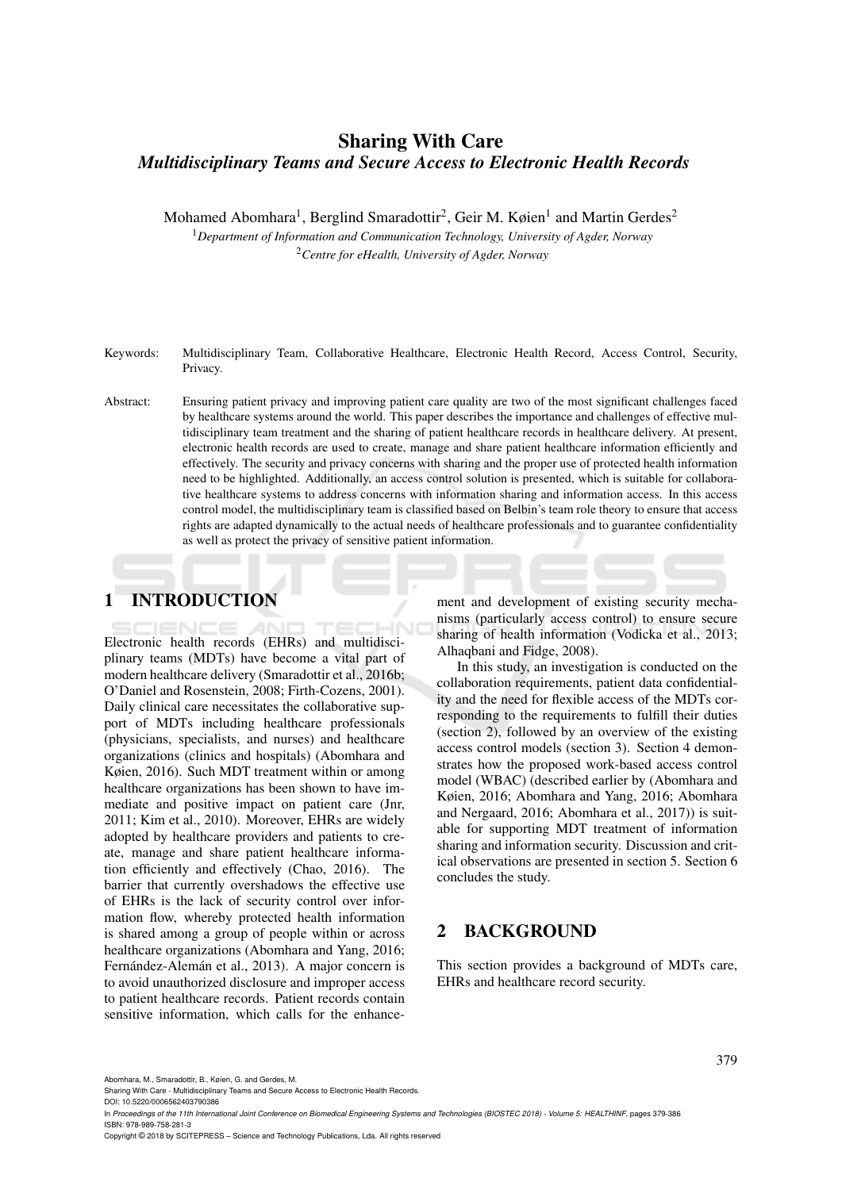# Sharing With Care
## *Multidisciplinary Teams and Secure Access to Electronic Health Records*

Mohamed Abomhara[1], Berglind Smaradottir[2], Geir M. Køien[1] and Martin Gerdes[2]

[1]*Department of Information and Communication Technology, University of Agder, Norway*
[2]*Centre for eHealth, University of Agder, Norway*

Keywords: Multidisciplinary Team, Collaborative Healthcare, Electronic Health Record, Access Control, Security, Privacy.

Abstract: Ensuring patient privacy and improving patient care quality are two of the most significant challenges faced by healthcare systems around the world. This paper describes the importance and challenges of effective multidisciplinary team treatment and the sharing of patient healthcare records in healthcare delivery. At present, electronic health records are used to create, manage and share patient healthcare information efficiently and effectively. The security and privacy concerns with sharing and the proper use of protected health information need to be highlighted. Additionally, an access control solution is presented, which is suitable for collaborative healthcare systems to address concerns with information sharing and information access. In this access control model, the multidisciplinary team is classified based on Belbin's team role theory to ensure that access rights are adapted dynamically to the actual needs of healthcare professionals and to guarantee confidentiality as well as protect the privacy of sensitive patient information.

## 1 INTRODUCTION

Electronic health records (EHRs) and multidisciplinary teams (MDTs) have become a vital part of modern healthcare delivery (Smaradottir et al., 2016b; O'Daniel and Rosenstein, 2008; Firth-Cozens, 2001). Daily clinical care necessitates the collaborative support of MDTs including healthcare professionals (physicians, specialists, and nurses) and healthcare organizations (clinics and hospitals) (Abomhara and Køien, 2016). Such MDT treatment within or among healthcare organizations has been shown to have immediate and positive impact on patient care (Jnr, 2011; Kim et al., 2010). Moreover, EHRs are widely adopted by healthcare providers and patients to create, manage and share patient healthcare information efficiently and effectively (Chao, 2016). The barrier that currently overshadows the effective use of EHRs is the lack of security control over information flow, whereby protected health information is shared among a group of people within or across healthcare organizations (Abomhara and Yang, 2016; Fernández-Alemán et al., 2013). A major concern is to avoid unauthorized disclosure and improper access to patient healthcare records. Patient records contain sensitive information, which calls for the enhancement and development of existing security mechanisms (particularly access control) to ensure secure sharing of health information (Vodicka et al., 2013; Alhaqbani and Fidge, 2008).

In this study, an investigation is conducted on the collaboration requirements, patient data confidentiality and the need for flexible access of the MDTs corresponding to the requirements to fulfill their duties (section 2), followed by an overview of the existing access control models (section 3). Section 4 demonstrates how the proposed work-based access control model (WBAC) (described earlier by (Abomhara and Køien, 2016; Abomhara and Yang, 2016; Abomhara and Nergaard, 2016; Abomhara et al., 2017)) is suitable for supporting MDT treatment of information sharing and information security. Discussion and critical observations are presented in section 5. Section 6 concludes the study.

## 2 BACKGROUND

This section provides a background of MDTs care, EHRs and healthcare record security.

Abomhara, M., Smaradottir, B., Køien, G. and Gerdes, M.
Sharing With Care - Multidisciplinary Teams and Secure Access to Electronic Health Records.
DOI: 10.5220/0006562403790386
In *Proceedings of the 11th International Joint Conference on Biomedical Engineering Systems and Technologies (BIOSTEC 2018) - Volume 5: HEALTHINF*, pages 379-386
ISBN: 978-989-758-281-3
Copyright © 2018 by SCITEPRESS – Science and Technology Publications, Lda. All rights reserved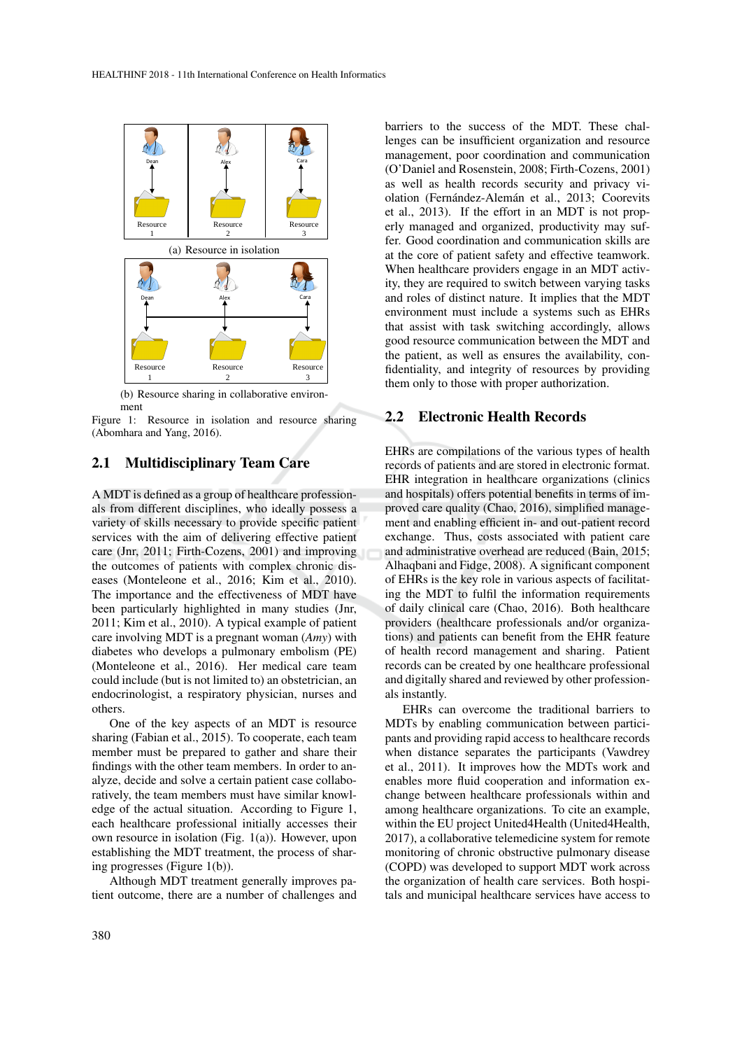(a) Resource in isolation

(b) Resource sharing in collaborative environment

Figure 1: Resource in isolation and resource sharing (Abomhara and Yang, 2016).

## 2.1 Multidisciplinary Team Care

A MDT is defined as a group of healthcare professionals from different disciplines, who ideally possess a variety of skills necessary to provide specific patient services with the aim of delivering effective patient care (Jnr, 2011; Firth-Cozens, 2001) and improving the outcomes of patients with complex chronic diseases (Monteleone et al., 2016; Kim et al., 2010). The importance and the effectiveness of MDT have been particularly highlighted in many studies (Jnr, 2011; Kim et al., 2010). A typical example of patient care involving MDT is a pregnant woman (*Amy*) with diabetes who develops a pulmonary embolism (PE) (Monteleone et al., 2016). Her medical care team could include (but is not limited to) an obstetrician, an endocrinologist, a respiratory physician, nurses and others.

One of the key aspects of an MDT is resource sharing (Fabian et al., 2015). To cooperate, each team member must be prepared to gather and share their findings with the other team members. In order to analyze, decide and solve a certain patient case collaboratively, the team members must have similar knowledge of the actual situation. According to Figure 1, each healthcare professional initially accesses their own resource in isolation (Fig. 1(a)). However, upon establishing the MDT treatment, the process of sharing progresses (Figure 1(b)).

Although MDT treatment generally improves patient outcome, there are a number of challenges and barriers to the success of the MDT. These challenges can be insufficient organization and resource management, poor coordination and communication (O'Daniel and Rosenstein, 2008; Firth-Cozens, 2001) as well as health records security and privacy violation (Fernández-Alemán et al., 2013; Coorevits et al., 2013). If the effort in an MDT is not properly managed and organized, productivity may suffer. Good coordination and communication skills are at the core of patient safety and effective teamwork. When healthcare providers engage in an MDT activity, they are required to switch between varying tasks and roles of distinct nature. It implies that the MDT environment must include a systems such as EHRs that assist with task switching accordingly, allows good resource communication between the MDT and the patient, as well as ensures the availability, confidentiality, and integrity of resources by providing them only to those with proper authorization.

## 2.2 Electronic Health Records

EHRs are compilations of the various types of health records of patients and are stored in electronic format. EHR integration in healthcare organizations (clinics and hospitals) offers potential benefits in terms of improved care quality (Chao, 2016), simplified management and enabling efficient in- and out-patient record exchange. Thus, costs associated with patient care and administrative overhead are reduced (Bain, 2015; Alhaqbani and Fidge, 2008). A significant component of EHRs is the key role in various aspects of facilitating the MDT to fulfil the information requirements of daily clinical care (Chao, 2016). Both healthcare providers (healthcare professionals and/or organizations) and patients can benefit from the EHR feature of health record management and sharing. Patient records can be created by one healthcare professional and digitally shared and reviewed by other professionals instantly.

EHRs can overcome the traditional barriers to MDTs by enabling communication between participants and providing rapid access to healthcare records when distance separates the participants (Vawdrey et al., 2011). It improves how the MDTs work and enables more fluid cooperation and information exchange between healthcare professionals within and among healthcare organizations. To cite an example, within the EU project United4Health (United4Health, 2017), a collaborative telemedicine system for remote monitoring of chronic obstructive pulmonary disease (COPD) was developed to support MDT work across the organization of health care services. Both hospitals and municipal healthcare services have access to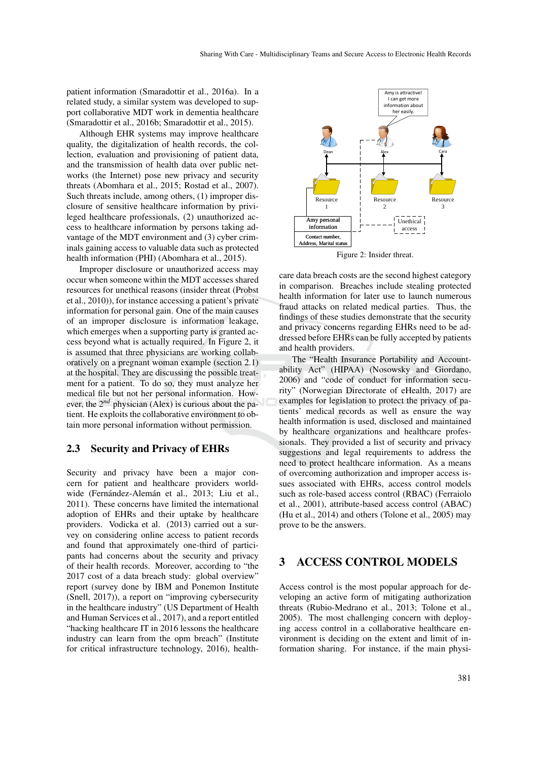patient information (Smaradottir et al., 2016a). In a related study, a similar system was developed to support collaborative MDT work in dementia healthcare (Smaradottir et al., 2016b; Smaradottir et al., 2015).

Although EHR systems may improve healthcare quality, the digitalization of health records, the collection, evaluation and provisioning of patient data, and the transmission of health data over public networks (the Internet) pose new privacy and security threats (Abomhara et al., 2015; Rostad et al., 2007). Such threats include, among others, (1) improper disclosure of sensitive healthcare information by privileged healthcare professionals, (2) unauthorized access to healthcare information by persons taking advantage of the MDT environment and (3) cyber criminals gaining access to valuable data such as protected health information (PHI) (Abomhara et al., 2015).

Improper disclosure or unauthorized access may occur when someone within the MDT accesses shared resources for unethical reasons (insider threat (Probst et al., 2010)), for instance accessing a patient's private information for personal gain. One of the main causes of an improper disclosure is information leakage, which emerges when a supporting party is granted access beyond what is actually required. In Figure 2, it is assumed that three physicians are working collaboratively on a pregnant woman example (section 2.1) at the hospital. They are discussing the possible treatment for a patient. To do so, they must analyze her medical file but not her personal information. However, the $2^{nd}$ physician (Alex) is curious about the patient. He exploits the collaborative environment to obtain more personal information without permission.

Figure 2: Insider threat.

## 2.3 Security and Privacy of EHRs

Security and privacy have been a major concern for patient and healthcare providers worldwide (Fernández-Alemán et al., 2013; Liu et al., 2011). These concerns have limited the international adoption of EHRs and their uptake by healthcare providers. Vodicka et al. (2013) carried out a survey on considering online access to patient records and found that approximately one-third of participants had concerns about the security and privacy of their health records. Moreover, according to "the 2017 cost of a data breach study: global overview" report (survey done by IBM and Ponemon Institute (Snell, 2017)), a report on "improving cybersecurity in the healthcare industry" (US Department of Health and Human Services et al., 2017), and a report entitled "hacking healthcare IT in 2016 lessons the healthcare industry can learn from the opm breach" (Institute for critical infrastructure technology, 2016), healthcare data breach costs are the second highest category in comparison. Breaches include stealing protected health information for later use to launch numerous fraud attacks on related medical parties. Thus, the findings of these studies demonstrate that the security and privacy concerns regarding EHRs need to be addressed before EHRs can be fully accepted by patients and health providers.

The "Health Insurance Portability and Accountability Act" (HIPAA) (Nosowsky and Giordano, 2006) and "code of conduct for information security" (Norwegian Directorate of eHealth, 2017) are examples for legislation to protect the privacy of patients' medical records as well as ensure the way health information is used, disclosed and maintained by healthcare organizations and healthcare professionals. They provided a list of security and privacy suggestions and legal requirements to address the need to protect healthcare information. As a means of overcoming authorization and improper access issues associated with EHRs, access control models such as role-based access control (RBAC) (Ferraiolo et al., 2001), attribute-based access control (ABAC) (Hu et al., 2014) and others (Tolone et al., 2005) may prove to be the answers.

# 3 ACCESS CONTROL MODELS

Access control is the most popular approach for developing an active form of mitigating authorization threats (Rubio-Medrano et al., 2013; Tolone et al., 2005). The most challenging concern with deploying access control in a collaborative healthcare environment is deciding on the extent and limit of information sharing. For instance, if the main physi-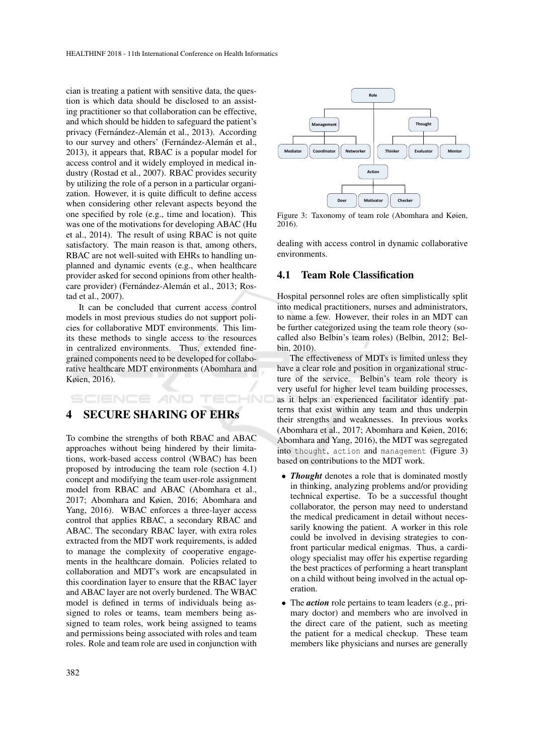cian is treating a patient with sensitive data, the question is which data should be disclosed to an assisting practitioner so that collaboration can be effective, and which should be hidden to safeguard the patient's privacy (Fernández-Alemán et al., 2013). According to our survey and others' (Fernández-Alemán et al., 2013), it appears that, RBAC is a popular model for access control and it widely employed in medical industry (Rostad et al., 2007). RBAC provides security by utilizing the role of a person in a particular organization. However, it is quite difficult to define access when considering other relevant aspects beyond the one specified by role (e.g., time and location). This was one of the motivations for developing ABAC (Hu et al., 2014). The result of using RBAC is not quite satisfactory. The main reason is that, among others, RBAC are not well-suited with EHRs to handling unplanned and dynamic events (e.g., when healthcare provider asked for second opinions from other healthcare provider) (Fernández-Alemán et al., 2013; Rostad et al., 2007).

It can be concluded that current access control models in most previous studies do not support policies for collaborative MDT environments. This limits these methods to single access to the resources in centralized environments. Thus, extended fine-grained components need to be developed for collaborative healthcare MDT environments (Abomhara and Køien, 2016).

## 4 SECURE SHARING OF EHRs

To combine the strengths of both RBAC and ABAC approaches without being hindered by their limitations, work-based access control (WBAC) has been proposed by introducing the team role (section 4.1) concept and modifying the team user-role assignment model from RBAC and ABAC (Abomhara et al., 2017; Abomhara and Køien, 2016; Abomhara and Yang, 2016). WBAC enforces a three-layer access control that applies RBAC, a secondary RBAC and ABAC. The secondary RBAC layer, with extra roles extracted from the MDT work requirements, is added to manage the complexity of cooperative engagements in the healthcare domain. Policies related to collaboration and MDT's work are encapsulated in this coordination layer to ensure that the RBAC layer and ABAC layer are not overly burdened. The WBAC model is defined in terms of individuals being assigned to roles or teams, team members being assigned to team roles, work being assigned to teams and permissions being associated with roles and team roles. Role and team role are used in conjunction with dealing with access control in dynamic collaborative environments.

Role
- Management
  - Mediator
  - Coordinator
  - Networker
- Thought
  - Thinker
  - Evaluator
  - Mentor
- Action
  - Doer
  - Motivator
  - Checker

Figure 3: Taxonomy of team role (Abomhara and Køien, 2016).

### 4.1 Team Role Classification

Hospital personnel roles are often simplistically split into medical practitioners, nurses and administrators, to name a few. However, their roles in an MDT can be further categorized using the team role theory (so-called also Belbin's team roles) (Belbin, 2012; Belbin, 2010).

The effectiveness of MDTs is limited unless they have a clear role and position in organizational structure of the service. Belbin's team role theory is very useful for higher level team building processes, as it helps an experienced facilitator identify patterns that exist within any team and thus underpin their strengths and weaknesses. In previous works (Abomhara et al., 2017; Abomhara and Køien, 2016; Abomhara and Yang, 2016), the MDT was segregated into `thought`, `action` and `management` (Figure 3) based on contributions to the MDT work.

- ***Thought*** denotes a role that is dominated mostly in thinking, analyzing problems and/or providing technical expertise. To be a successful thought collaborator, the person may need to understand the medical predicament in detail without necessarily knowing the patient. A worker in this role could be involved in devising strategies to confront particular medical enigmas. Thus, a cardiology specialist may offer his expertise regarding the best practices of performing a heart transplant on a child without being involved in the actual operation.
- The ***action*** role pertains to team leaders (e.g., primary doctor) and members who are involved in the direct care of the patient, such as meeting the patient for a medical checkup. These team members like physicians and nurses are generally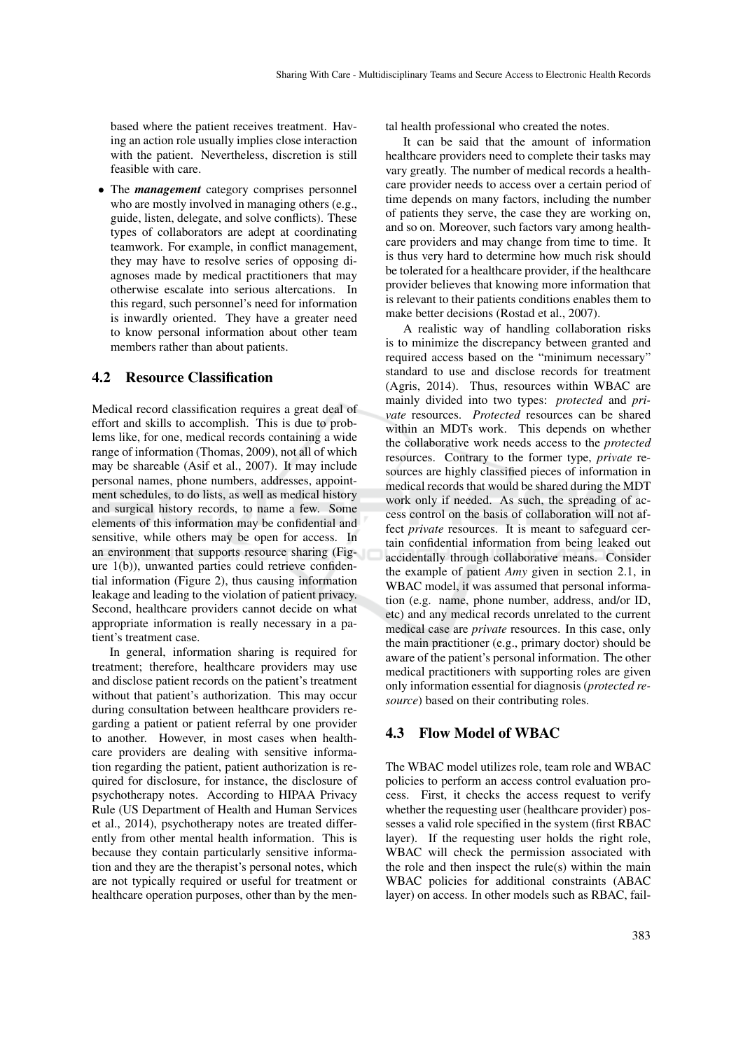based where the patient receives treatment. Having an action role usually implies close interaction with the patient. Nevertheless, discretion is still feasible with care.

- The ***management*** category comprises personnel who are mostly involved in managing others (e.g., guide, listen, delegate, and solve conflicts). These types of collaborators are adept at coordinating teamwork. For example, in conflict management, they may have to resolve series of opposing diagnoses made by medical practitioners that may otherwise escalate into serious altercations. In this regard, such personnel's need for information is inwardly oriented. They have a greater need to know personal information about other team members rather than about patients.

### 4.2 Resource Classification

Medical record classification requires a great deal of effort and skills to accomplish. This is due to problems like, for one, medical records containing a wide range of information (Thomas, 2009), not all of which may be shareable (Asif et al., 2007). It may include personal names, phone numbers, addresses, appointment schedules, to do lists, as well as medical history and surgical history records, to name a few. Some elements of this information may be confidential and sensitive, while others may be open for access. In an environment that supports resource sharing (Figure 1(b)), unwanted parties could retrieve confidential information (Figure 2), thus causing information leakage and leading to the violation of patient privacy. Second, healthcare providers cannot decide on what appropriate information is really necessary in a patient's treatment case.

In general, information sharing is required for treatment; therefore, healthcare providers may use and disclose patient records on the patient's treatment without that patient's authorization. This may occur during consultation between healthcare providers regarding a patient or patient referral by one provider to another. However, in most cases when healthcare providers are dealing with sensitive information regarding the patient, patient authorization is required for disclosure, for instance, the disclosure of psychotherapy notes. According to HIPAA Privacy Rule (US Department of Health and Human Services et al., 2014), psychotherapy notes are treated differently from other mental health information. This is because they contain particularly sensitive information and they are the therapist's personal notes, which are not typically required or useful for treatment or healthcare operation purposes, other than by the mental health professional who created the notes.

It can be said that the amount of information healthcare providers need to complete their tasks may vary greatly. The number of medical records a healthcare provider needs to access over a certain period of time depends on many factors, including the number of patients they serve, the case they are working on, and so on. Moreover, such factors vary among healthcare providers and may change from time to time. It is thus very hard to determine how much risk should be tolerated for a healthcare provider, if the healthcare provider believes that knowing more information that is relevant to their patients conditions enables them to make better decisions (Rostad et al., 2007).

A realistic way of handling collaboration risks is to minimize the discrepancy between granted and required access based on the "minimum necessary" standard to use and disclose records for treatment (Agris, 2014). Thus, resources within WBAC are mainly divided into two types: *protected* and *private* resources. *Protected* resources can be shared within an MDTs work. This depends on whether the collaborative work needs access to the *protected* resources. Contrary to the former type, *private* resources are highly classified pieces of information in medical records that would be shared during the MDT work only if needed. As such, the spreading of access control on the basis of collaboration will not affect *private* resources. It is meant to safeguard certain confidential information from being leaked out accidentally through collaborative means. Consider the example of patient *Amy* given in section 2.1, in WBAC model, it was assumed that personal information (e.g. name, phone number, address, and/or ID, etc) and any medical records unrelated to the current medical case are *private* resources. In this case, only the main practitioner (e.g., primary doctor) should be aware of the patient's personal information. The other medical practitioners with supporting roles are given only information essential for diagnosis (*protected resource*) based on their contributing roles.

### 4.3 Flow Model of WBAC

The WBAC model utilizes role, team role and WBAC policies to perform an access control evaluation process. First, it checks the access request to verify whether the requesting user (healthcare provider) possesses a valid role specified in the system (first RBAC layer). If the requesting user holds the right role, WBAC will check the permission associated with the role and then inspect the rule(s) within the main WBAC policies for additional constraints (ABAC layer) on access. In other models such as RBAC, fail-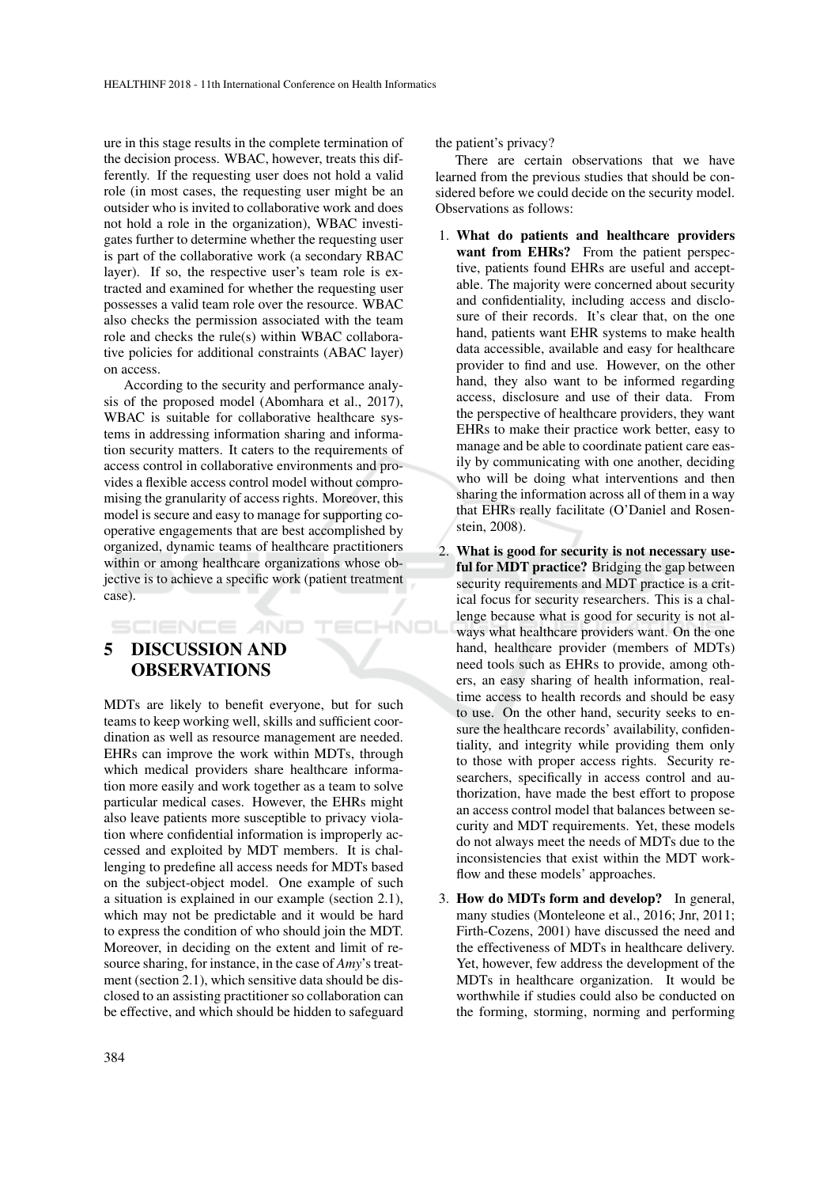ure in this stage results in the complete termination of the decision process. WBAC, however, treats this differently. If the requesting user does not hold a valid role (in most cases, the requesting user might be an outsider who is invited to collaborative work and does not hold a role in the organization), WBAC investigates further to determine whether the requesting user is part of the collaborative work (a secondary RBAC layer). If so, the respective user's team role is extracted and examined for whether the requesting user possesses a valid team role over the resource. WBAC also checks the permission associated with the team role and checks the rule(s) within WBAC collaborative policies for additional constraints (ABAC layer) on access.

According to the security and performance analysis of the proposed model (Abomhara et al., 2017), WBAC is suitable for collaborative healthcare systems in addressing information sharing and information security matters. It caters to the requirements of access control in collaborative environments and provides a flexible access control model without compromising the granularity of access rights. Moreover, this model is secure and easy to manage for supporting cooperative engagements that are best accomplished by organized, dynamic teams of healthcare practitioners within or among healthcare organizations whose objective is to achieve a specific work (patient treatment case).

## 5 DISCUSSION AND OBSERVATIONS

MDTs are likely to benefit everyone, but for such teams to keep working well, skills and sufficient coordination as well as resource management are needed. EHRs can improve the work within MDTs, through which medical providers share healthcare information more easily and work together as a team to solve particular medical cases. However, the EHRs might also leave patients more susceptible to privacy violation where confidential information is improperly accessed and exploited by MDT members. It is challenging to predefine all access needs for MDTs based on the subject-object model. One example of such a situation is explained in our example (section 2.1), which may not be predictable and it would be hard to express the condition of who should join the MDT. Moreover, in deciding on the extent and limit of resource sharing, for instance, in the case of *Amy*'s treatment (section 2.1), which sensitive data should be disclosed to an assisting practitioner so collaboration can be effective, and which should be hidden to safeguard the patient's privacy?

There are certain observations that we have learned from the previous studies that should be considered before we could decide on the security model. Observations as follows:

1. **What do patients and healthcare providers want from EHRs?** From the patient perspective, patients found EHRs are useful and acceptable. The majority were concerned about security and confidentiality, including access and disclosure of their records. It's clear that, on the one hand, patients want EHR systems to make health data accessible, available and easy for healthcare provider to find and use. However, on the other hand, they also want to be informed regarding access, disclosure and use of their data. From the perspective of healthcare providers, they want EHRs to make their practice work better, easy to manage and be able to coordinate patient care easily by communicating with one another, deciding who will be doing what interventions and then sharing the information across all of them in a way that EHRs really facilitate (O'Daniel and Rosenstein, 2008).
2. **What is good for security is not necessary useful for MDT practice?** Bridging the gap between security requirements and MDT practice is a critical focus for security researchers. This is a challenge because what is good for security is not always what healthcare providers want. On the one hand, healthcare provider (members of MDTs) need tools such as EHRs to provide, among others, an easy sharing of health information, real-time access to health records and should be easy to use. On the other hand, security seeks to ensure the healthcare records' availability, confidentiality, and integrity while providing them only to those with proper access rights. Security researchers, specifically in access control and authorization, have made the best effort to propose an access control model that balances between security and MDT requirements. Yet, these models do not always meet the needs of MDTs due to the inconsistencies that exist within the MDT workflow and these models' approaches.
3. **How do MDTs form and develop?** In general, many studies (Monteleone et al., 2016; Jnr, 2011; Firth-Cozens, 2001) have discussed the need and the effectiveness of MDTs in healthcare delivery. Yet, however, few address the development of the MDTs in healthcare organization. It would be worthwhile if studies could also be conducted on the forming, storming, norming and performing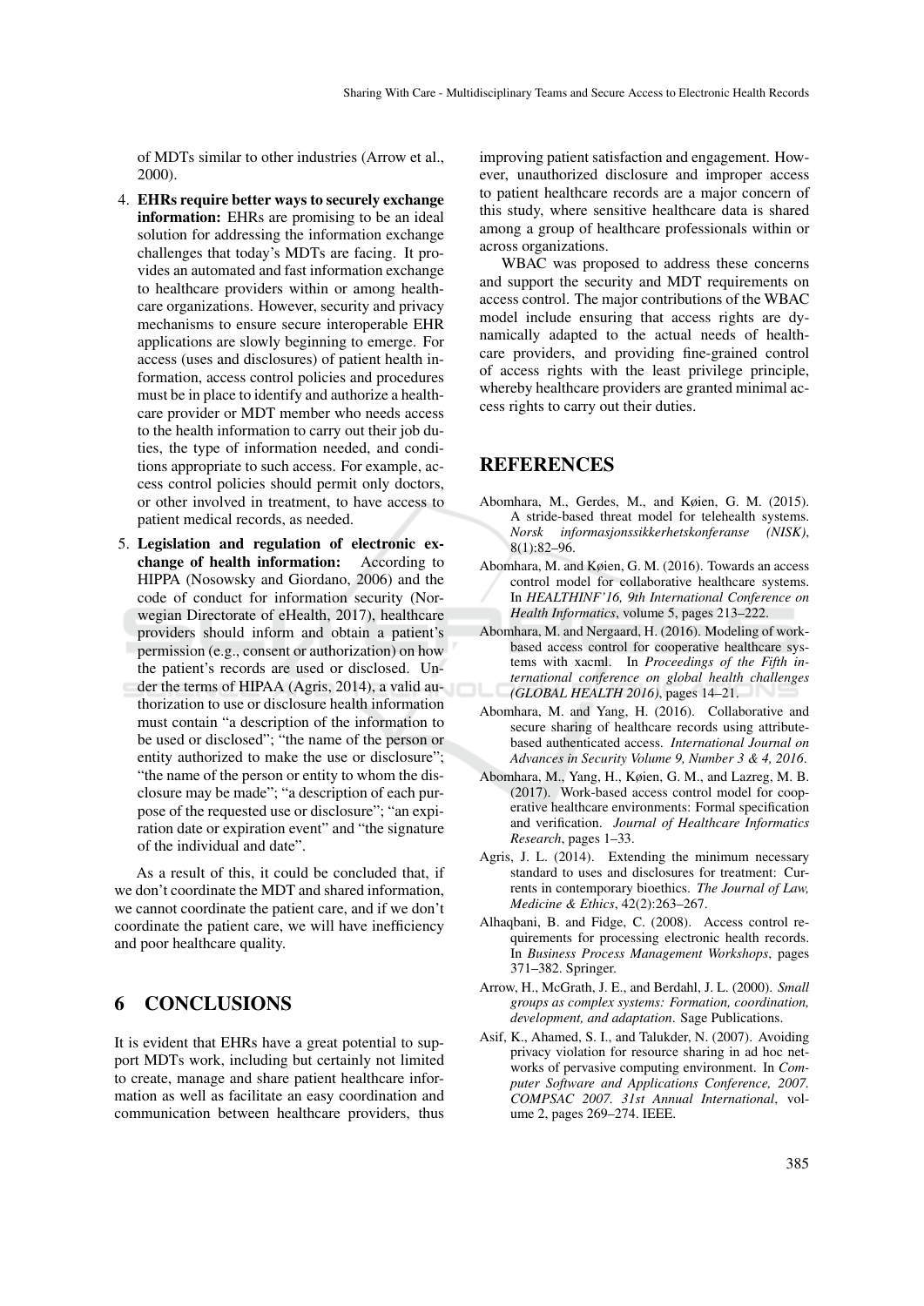of MDTs similar to other industries (Arrow et al., 2000).

4. **EHRs require better ways to securely exchange information:** EHRs are promising to be an ideal solution for addressing the information exchange challenges that today's MDTs are facing. It provides an automated and fast information exchange to healthcare providers within or among healthcare organizations. However, security and privacy mechanisms to ensure secure interoperable EHR applications are slowly beginning to emerge. For access (uses and disclosures) of patient health information, access control policies and procedures must be in place to identify and authorize a healthcare provider or MDT member who needs access to the health information to carry out their job duties, the type of information needed, and conditions appropriate to such access. For example, access control policies should permit only doctors, or other involved in treatment, to have access to patient medical records, as needed.

5. **Legislation and regulation of electronic exchange of health information:** According to HIPPA (Nosowsky and Giordano, 2006) and the code of conduct for information security (Norwegian Directorate of eHealth, 2017), healthcare providers should inform and obtain a patient's permission (e.g., consent or authorization) on how the patient's records are used or disclosed. Under the terms of HIPAA (Agris, 2014), a valid authorization to use or disclosure health information must contain "a description of the information to be used or disclosed"; "the name of the person or entity authorized to make the use or disclosure"; "the name of the person or entity to whom the disclosure may be made"; "a description of each purpose of the requested use or disclosure"; "an expiration date or expiration event" and "the signature of the individual and date".

As a result of this, it could be concluded that, if we don't coordinate the MDT and shared information, we cannot coordinate the patient care, and if we don't coordinate the patient care, we will have inefficiency and poor healthcare quality.

## 6 CONCLUSIONS

It is evident that EHRs have a great potential to support MDTs work, including but certainly not limited to create, manage and share patient healthcare information as well as facilitate an easy coordination and communication between healthcare providers, thus improving patient satisfaction and engagement. However, unauthorized disclosure and improper access to patient healthcare records are a major concern of this study, where sensitive healthcare data is shared among a group of healthcare professionals within or across organizations.

WBAC was proposed to address these concerns and support the security and MDT requirements on access control. The major contributions of the WBAC model include ensuring that access rights are dynamically adapted to the actual needs of healthcare providers, and providing fine-grained control of access rights with the least privilege principle, whereby healthcare providers are granted minimal access rights to carry out their duties.

## REFERENCES

Abomhara, M., Gerdes, M., and Køien, G. M. (2015). A stride-based threat model for telehealth systems. *Norsk informasjonssikkerhetskonferanse (NISK)*, 8(1):82–96.

Abomhara, M. and Køien, G. M. (2016). Towards an access control model for collaborative healthcare systems. In *HEALTHINF'16, 9th International Conference on Health Informatics*, volume 5, pages 213–222.

Abomhara, M. and Nergaard, H. (2016). Modeling of work-based access control for cooperative healthcare systems with xacml. In *Proceedings of the Fifth international conference on global health challenges (GLOBAL HEALTH 2016)*, pages 14–21.

Abomhara, M. and Yang, H. (2016). Collaborative and secure sharing of healthcare records using attribute-based authenticated access. *International Journal on Advances in Security Volume 9, Number 3 & 4, 2016*.

Abomhara, M., Yang, H., Køien, G. M., and Lazreg, M. B. (2017). Work-based access control model for cooperative healthcare environments: Formal specification and verification. *Journal of Healthcare Informatics Research*, pages 1–33.

Agris, J. L. (2014). Extending the minimum necessary standard to uses and disclosures for treatment: Currents in contemporary bioethics. *The Journal of Law, Medicine & Ethics*, 42(2):263–267.

Alhaqbani, B. and Fidge, C. (2008). Access control requirements for processing electronic health records. In *Business Process Management Workshops*, pages 371–382. Springer.

Arrow, H., McGrath, J. E., and Berdahl, J. L. (2000). *Small groups as complex systems: Formation, coordination, development, and adaptation*. Sage Publications.

Asif, K., Ahamed, S. I., and Talukder, N. (2007). Avoiding privacy violation for resource sharing in ad hoc networks of pervasive computing environment. In *Computer Software and Applications Conference, 2007. COMPSAC 2007. 31st Annual International*, volume 2, pages 269–274. IEEE.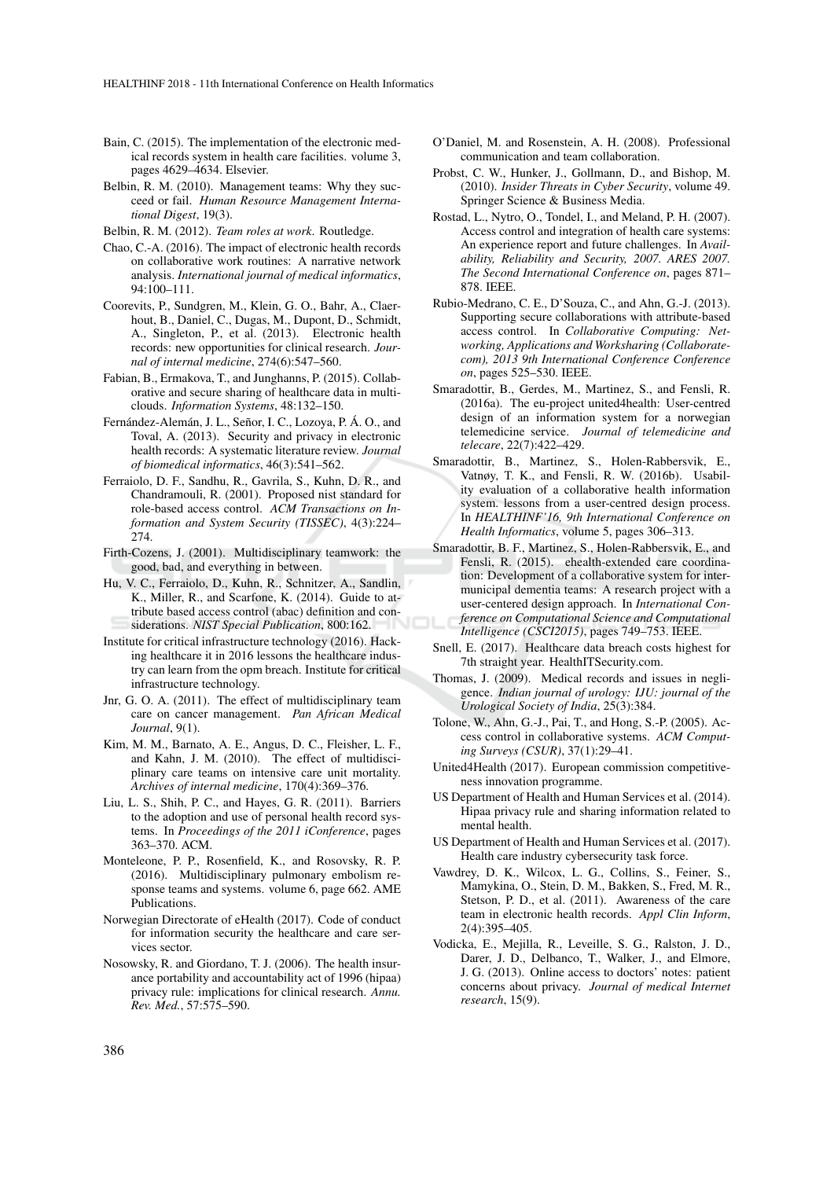Bain, C. (2015). The implementation of the electronic medical records system in health care facilities. volume 3, pages 4629–4634. Elsevier.

Belbin, R. M. (2010). Management teams: Why they succeed or fail. *Human Resource Management International Digest*, 19(3).

Belbin, R. M. (2012). *Team roles at work*. Routledge.

Chao, C.-A. (2016). The impact of electronic health records on collaborative work routines: A narrative network analysis. *International journal of medical informatics*, 94:100–111.

Coorevits, P., Sundgren, M., Klein, G. O., Bahr, A., Claerhout, B., Daniel, C., Dugas, M., Dupont, D., Schmidt, A., Singleton, P., et al. (2013). Electronic health records: new opportunities for clinical research. *Journal of internal medicine*, 274(6):547–560.

Fabian, B., Ermakova, T., and Junghanns, P. (2015). Collaborative and secure sharing of healthcare data in multi-clouds. *Information Systems*, 48:132–150.

Fernández-Alemán, J. L., Señor, I. C., Lozoya, P. Á. O., and Toval, A. (2013). Security and privacy in electronic health records: A systematic literature review. *Journal of biomedical informatics*, 46(3):541–562.

Ferraiolo, D. F., Sandhu, R., Gavrila, S., Kuhn, D. R., and Chandramouli, R. (2001). Proposed nist standard for role-based access control. *ACM Transactions on Information and System Security (TISSEC)*, 4(3):224–274.

Firth-Cozens, J. (2001). Multidisciplinary teamwork: the good, bad, and everything in between.

Hu, V. C., Ferraiolo, D., Kuhn, R., Schnitzer, A., Sandlin, K., Miller, R., and Scarfone, K. (2014). Guide to attribute based access control (abac) definition and considerations. *NIST Special Publication*, 800:162.

Institute for critical infrastructure technology (2016). Hacking healthcare it in 2016 lessons the healthcare industry can learn from the opm breach. Institute for critical infrastructure technology.

Jnr, G. O. A. (2011). The effect of multidisciplinary team care on cancer management. *Pan African Medical Journal*, 9(1).

Kim, M. M., Barnato, A. E., Angus, D. C., Fleisher, L. F., and Kahn, J. M. (2010). The effect of multidisciplinary care teams on intensive care unit mortality. *Archives of internal medicine*, 170(4):369–376.

Liu, L. S., Shih, P. C., and Hayes, G. R. (2011). Barriers to the adoption and use of personal health record systems. In *Proceedings of the 2011 iConference*, pages 363–370. ACM.

Monteleone, P. P., Rosenfield, K., and Rosovsky, R. P. (2016). Multidisciplinary pulmonary embolism response teams and systems. volume 6, page 662. AME Publications.

Norwegian Directorate of eHealth (2017). Code of conduct for information security the healthcare and care services sector.

Nosowsky, R. and Giordano, T. J. (2006). The health insurance portability and accountability act of 1996 (hipaa) privacy rule: implications for clinical research. *Annu. Rev. Med.*, 57:575–590.

O'Daniel, M. and Rosenstein, A. H. (2008). Professional communication and team collaboration.

Probst, C. W., Hunker, J., Gollmann, D., and Bishop, M. (2010). *Insider Threats in Cyber Security*, volume 49. Springer Science & Business Media.

Rostad, L., Nytro, O., Tondel, I., and Meland, P. H. (2007). Access control and integration of health care systems: An experience report and future challenges. In *Availability, Reliability and Security, 2007. ARES 2007. The Second International Conference on*, pages 871–878. IEEE.

Rubio-Medrano, C. E., D'Souza, C., and Ahn, G.-J. (2013). Supporting secure collaborations with attribute-based access control. In *Collaborative Computing: Networking, Applications and Worksharing (Collaboratecom), 2013 9th International Conference Conference on*, pages 525–530. IEEE.

Smaradottir, B., Gerdes, M., Martinez, S., and Fensli, R. (2016a). The eu-project united4health: User-centred design of an information system for a norwegian telemedicine service. *Journal of telemedicine and telecare*, 22(7):422–429.

Smaradottir, B., Martinez, S., Holen-Rabbersvik, E., Vatnøy, T. K., and Fensli, R. W. (2016b). Usability evaluation of a collaborative health information system. lessons from a user-centred design process. In *HEALTHINF'16, 9th International Conference on Health Informatics*, volume 5, pages 306–313.

Smaradottir, B. F., Martinez, S., Holen-Rabbersvik, E., and Fensli, R. (2015). ehealth-extended care coordination: Development of a collaborative system for intermunicipal dementia teams: A research project with a user-centered design approach. In *International Conference on Computational Science and Computational Intelligence (CSCI2015)*, pages 749–753. IEEE.

Snell, E. (2017). Healthcare data breach costs highest for 7th straight year. HealthITSecurity.com.

Thomas, J. (2009). Medical records and issues in negligence. *Indian journal of urology: IJU: journal of the Urological Society of India*, 25(3):384.

Tolone, W., Ahn, G.-J., Pai, T., and Hong, S.-P. (2005). Access control in collaborative systems. *ACM Computing Surveys (CSUR)*, 37(1):29–41.

United4Health (2017). European commission competitiveness innovation programme.

US Department of Health and Human Services et al. (2014). Hipaa privacy rule and sharing information related to mental health.

US Department of Health and Human Services et al. (2017). Health care industry cybersecurity task force.

Vawdrey, D. K., Wilcox, L. G., Collins, S., Feiner, S., Mamykina, O., Stein, D. M., Bakken, S., Fred, M. R., Stetson, P. D., et al. (2011). Awareness of the care team in electronic health records. *Appl Clin Inform*, 2(4):395–405.

Vodicka, E., Mejilla, R., Leveille, S. G., Ralston, J. D., Darer, J. D., Delbanco, T., Walker, J., and Elmore, J. G. (2013). Online access to doctors' notes: patient concerns about privacy. *Journal of medical Internet research*, 15(9).